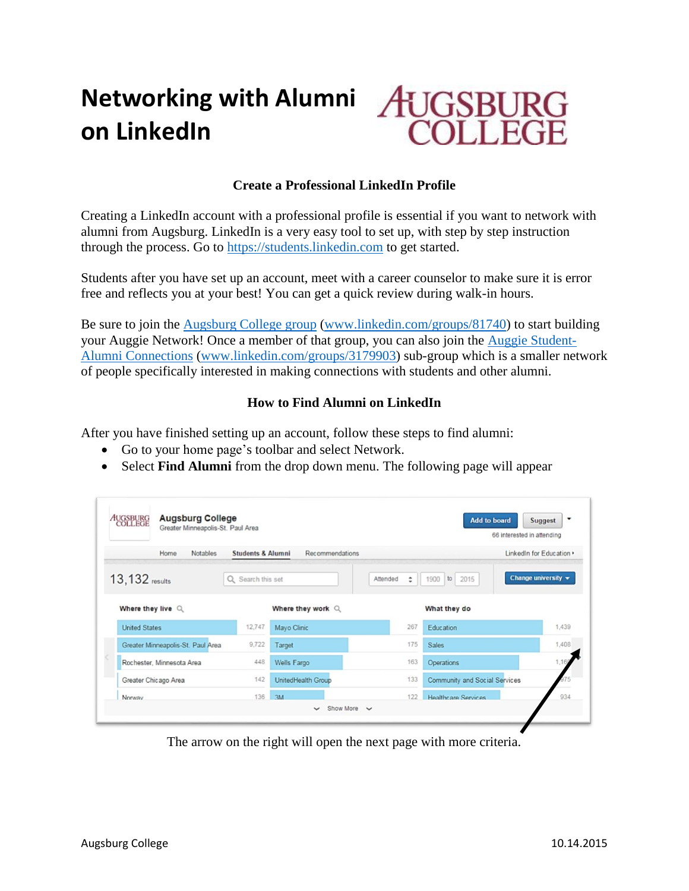# Networking with Alumni on LinkedIn

AUGSBURG COLLEGE

### Create a Professional LinkedIn Profile

Creating a LinkedIn account with a professional profile is essential if you want to network with alumni from Augsburg. LinkedIn is a very easy tool to set up, with step by step instruction through the process. Go to https://students.linkedin.com to get started.

Students after you have set up an account, meet with a career counselor to make sure it is error free and reflects you at your best! You can get a quick review during walk-in hours.

Be sure to join the Augsburg College group (www.linkedin.com/groups/81740) to start building your Auggie Network! Once a member of that group, you can also join the Auggie Student-Alumni Connections (www.linkedin.com/groups/3179903) sub-group which is a smaller network of people specifically interested in making connections with students and other alumni.

### How to Find Alumni on LinkedIn

After you have finished setting up an account, follow these steps to find alumni:

- Go to your home page's toolbar and select Network.
- Select **Find Alumni** from the drop down menu. The following page will appear

The arrow on the right will open the next page with more criteria.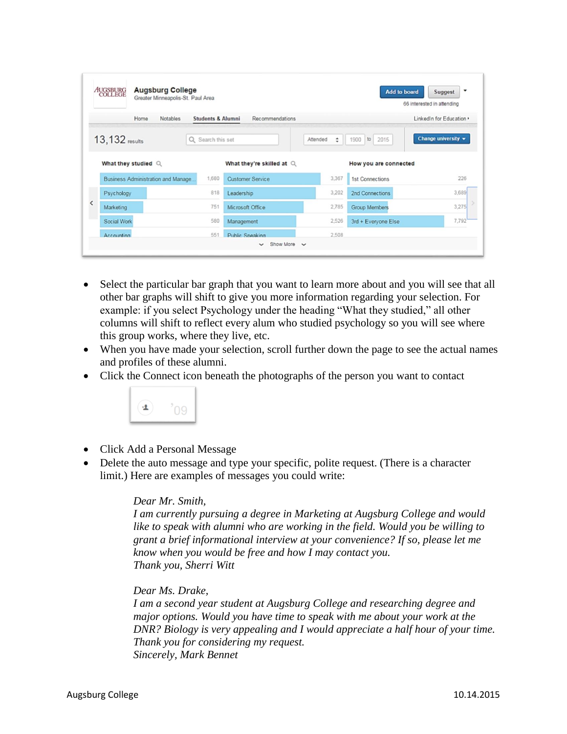- Select the particular bar graph that you want to learn more about and you will see that all other bar graphs will shift to give you more information regarding your selection. For example: if you select Psychology under the heading "What they studied," all other columns will shift to reflect every alum who studied psychology so you will see where this group works, where they live, etc.
- When you have made your selection, scroll further down the page to see the actual names and profiles of these alumni.
- Click the Connect icon beneath the photographs of the person you want to contact

- Click Add a Personal Message
- Delete the auto message and type your specific, polite request. (There is a character limit.) Here are examples of messages you could write:

> *Dear Mr. Smith,*
> *I am currently pursuing a degree in Marketing at Augsburg College and would like to speak with alumni who are working in the field. Would you be willing to grant a brief informational interview at your convenience? If so, please let me know when you would be free and how I may contact you.*
> *Thank you, Sherri Witt*

> *Dear Ms. Drake,*
> *I am a second year student at Augsburg College and researching degree and major options. Would you have time to speak with me about your work at the DNR? Biology is very appealing and I would appreciate a half hour of your time. Thank you for considering my request.*
> *Sincerely, Mark Bennet*